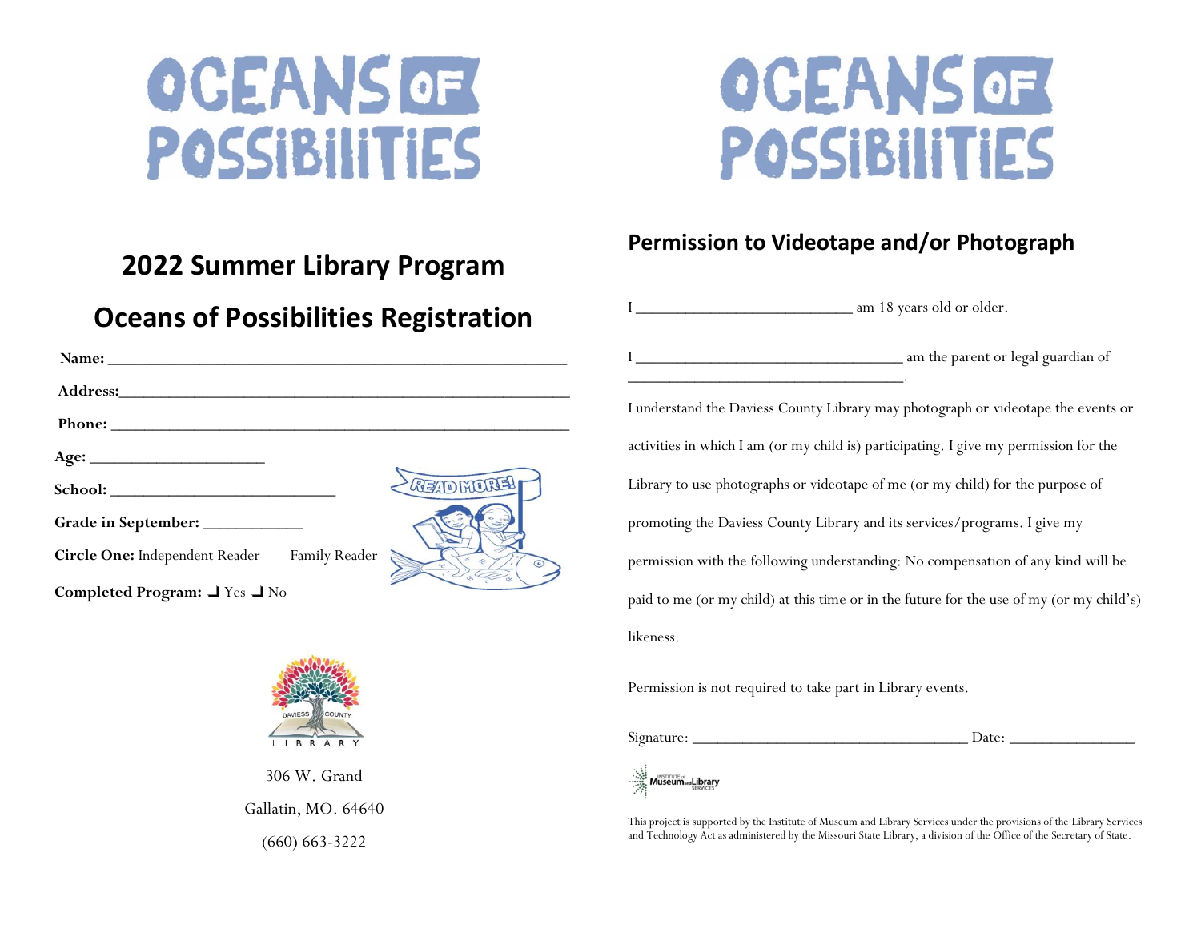# OCEANS OF POSSIBILITIES

## 2022 Summer Library Program

## Oceans of Possibilities Registration

**Name:** ______________________________________________________

**Address:**______________________________________________________

**Phone:** ______________________________________________________

**Age:** ____________________

**School:** __________________________

**Grade in September:** ___________

**Circle One:** Independent Reader    Family Reader

**Completed Program:** ❑ Yes ❑ No

READ MORE!

DAVIESS COUNTY LIBRARY

306 W. Grand

Gallatin, MO. 64640

(660) 663-3222

# OCEANS OF POSSIBILITIES

## Permission to Videotape and/or Photograph

I _________________________ am 18 years old or older.

I _______________________________ am the parent or legal guardian of _______________________________.

I understand the Daviess County Library may photograph or videotape the events or activities in which I am (or my child is) participating. I give my permission for the Library to use photographs or videotape of me (or my child) for the purpose of promoting the Daviess County Library and its services/programs. I give my permission with the following understanding: No compensation of any kind will be paid to me (or my child) at this time or in the future for the use of my (or my child's) likeness.

Permission is not required to take part in Library events.

Signature: ________________________________ Date: _______________

Institute of Museum and Library Services

This project is supported by the Institute of Museum and Library Services under the provisions of the Library Services and Technology Act as administered by the Missouri State Library, a division of the Office of the Secretary of State.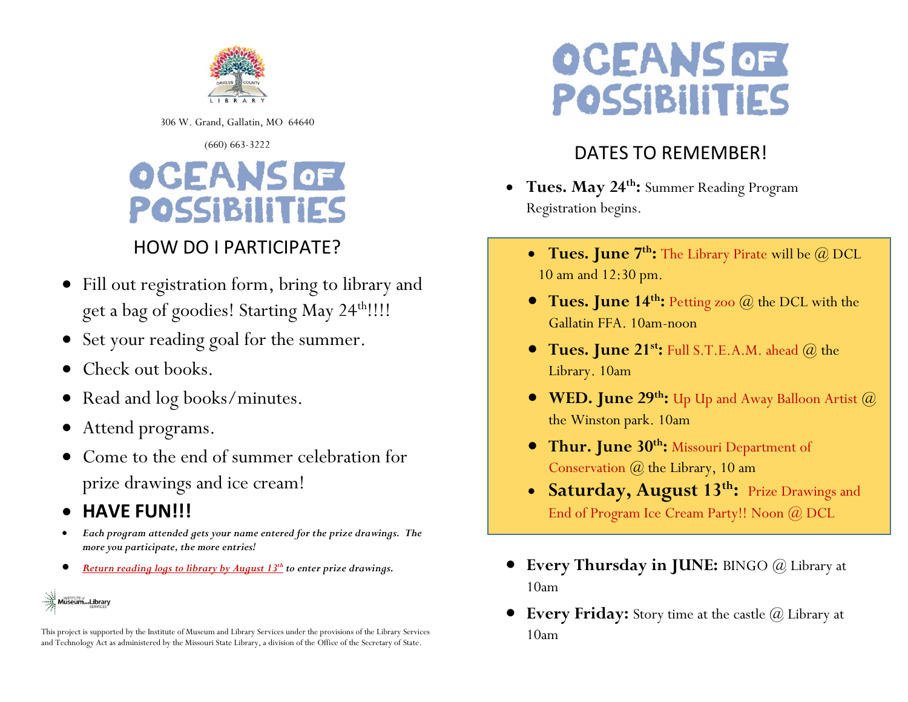306 W. Grand, Gallatin, MO 64640

(660) 663-3222

# OCEANS OF POSSIBILITIES

## HOW DO I PARTICIPATE?

- Fill out registration form, bring to library and get a bag of goodies! Starting May 24th!!!!
- Set your reading goal for the summer.
- Check out books.
- Read and log books/minutes.
- Attend programs.
- Come to the end of summer celebration for prize drawings and ice cream!
- **HAVE FUN!!!**
- ***Each program attended gets your name entered for the prize drawings. The more you participate, the more entries!***
- ***Return reading logs to library by August 13th to enter prize drawings.***

This project is supported by the Institute of Museum and Library Services under the provisions of the Library Services and Technology Act as administered by the Missouri State Library, a division of the Office of the Secretary of State.

# OCEANS OF POSSIBILITIES

## DATES TO REMEMBER!

- **Tues. May 24th:** Summer Reading Program Registration begins.

- **Tues. June 7th:** The Library Pirate will be @ DCL 10 am and 12:30 pm.
- **Tues. June 14th:** Petting zoo @ the DCL with the Gallatin FFA. 10am-noon
- **Tues. June 21st:** Full S.T.E.A.M. ahead @ the Library. 10am
- **WED. June 29th:** Up Up and Away Balloon Artist @ the Winston park. 10am
- **Thur. June 30th:** Missouri Department of Conservation @ the Library, 10 am
- **Saturday, August 13th:** Prize Drawings and End of Program Ice Cream Party!! Noon @ DCL

- **Every Thursday in JUNE:** BINGO @ Library at 10am
- **Every Friday:** Story time at the castle @ Library at 10am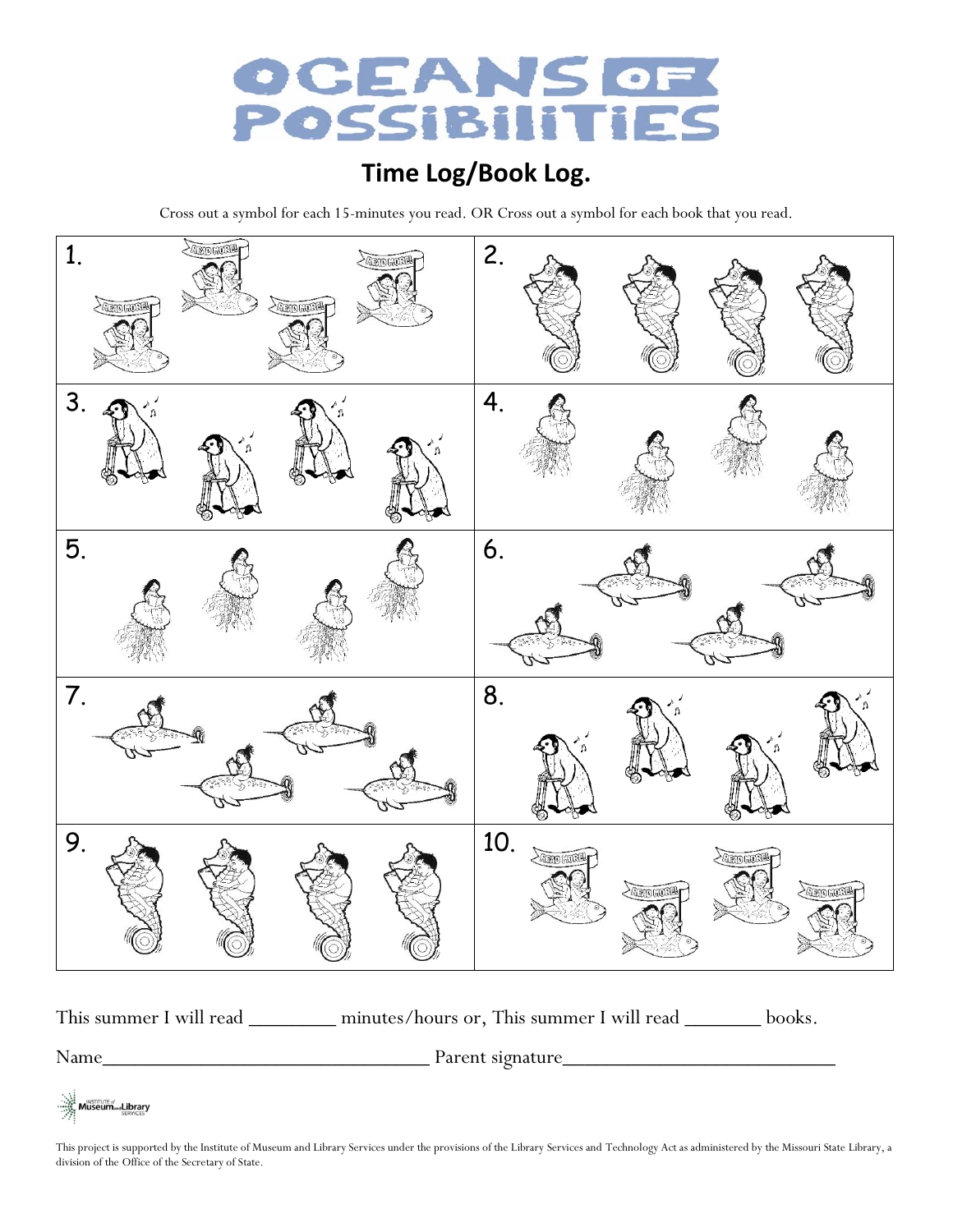# OCEANS OF POSSIBILITIES

## Time Log/Book Log.

Cross out a symbol for each 15-minutes you read. OR Cross out a symbol for each book that you read.

| | |
|---|---|
| 1. | 2. |
| 3. | 4. |
| 5. | 6. |
| 7. | 8. |
| 9. | 10. |

This summer I will read ________ minutes/hours or, This summer I will read _______ books.

Name_______________________________ Parent signature__________________________

Institute of Museum and Library Services

This project is supported by the Institute of Museum and Library Services under the provisions of the Library Services and Technology Act as administered by the Missouri State Library, a division of the Office of the Secretary of State.